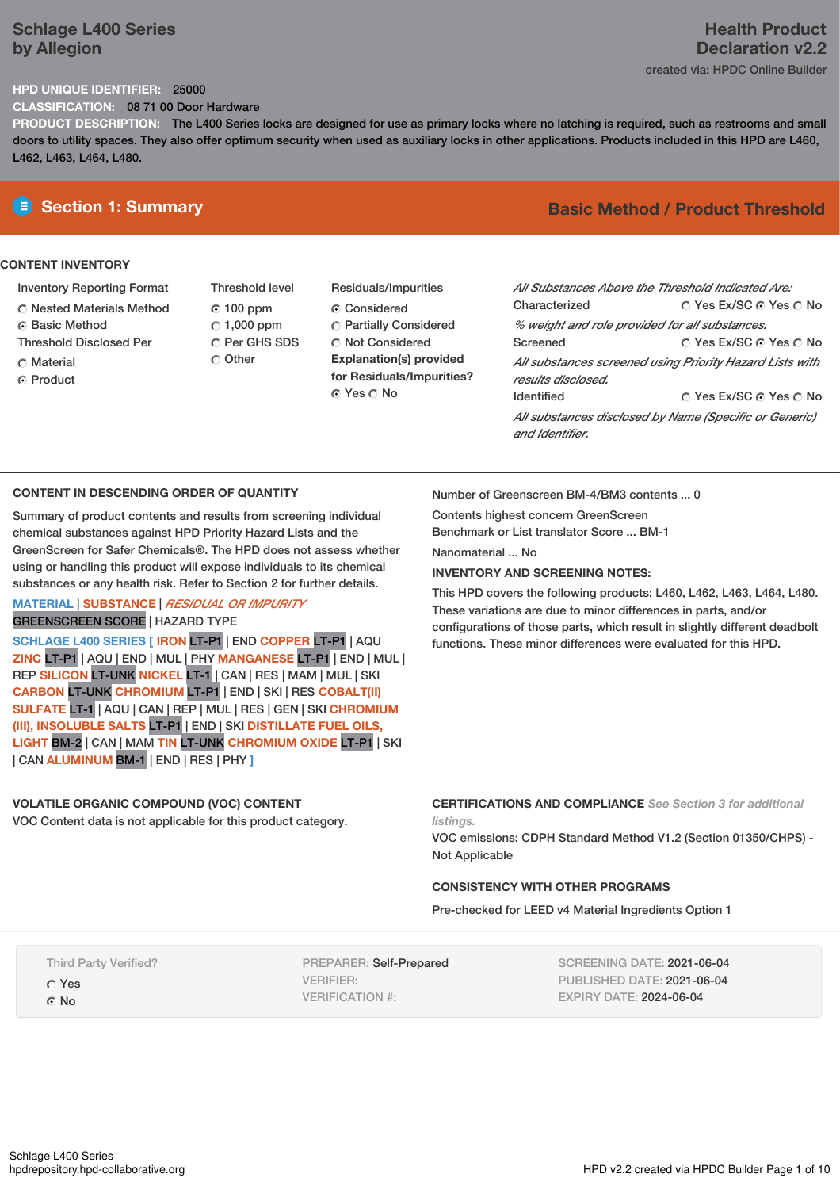# Schlage L400 Series by Allegion

## Health Product Declaration v2.2

created via: HPDC Online Builder

**HPD UNIQUE IDENTIFIER:** 25000

**CLASSIFICATION:** 08 71 00 Door Hardware

**PRODUCT DESCRIPTION:** The L400 Series locks are designed for use as primary locks where no latching is required, such as restrooms and small doors to utility spaces. They also offer optimum security when used as auxiliary locks in other applications. Products included in this HPD are L460, L462, L463, L464, L480.

## Section 1: Summary

**Basic Method / Product Threshold**

### CONTENT INVENTORY

**Inventory Reporting Format**
- ○ Nested Materials Method
- ⦿ Basic Method

**Threshold Disclosed Per**
- ○ Material
- ⦿ Product

**Threshold level**
- ⦿ 100 ppm
- ○ 1,000 ppm
- ○ Per GHS SDS
- ○ Other

**Residuals/Impurities**
- ⦿ Considered
- ○ Partially Considered
- ○ Not Considered

**Explanation(s) provided for Residuals/Impurities?**
⦿ Yes ○ No

*All Substances Above the Threshold Indicated Are:*

| | | | |
|---|---|---|---|
| Characterized | ○ Yes Ex/SC | ⦿ Yes | ○ No |

*% weight and role provided for all substances.*

| | | | |
|---|---|---|---|
| Screened | ○ Yes Ex/SC | ⦿ Yes | ○ No |

*All substances screened using Priority Hazard Lists with results disclosed.*

| | | | |
|---|---|---|---|
| Identified | ○ Yes Ex/SC | ⦿ Yes | ○ No |

*All substances disclosed by Name (Specific or Generic) and Identifier.*

### CONTENT IN DESCENDING ORDER OF QUANTITY

Summary of product contents and results from screening individual chemical substances against HPD Priority Hazard Lists and the GreenScreen for Safer Chemicals®. The HPD does not assess whether using or handling this product will expose individuals to its chemical substances or any health risk. Refer to Section 2 for further details.

MATERIAL | SUBSTANCE | *RESIDUAL OR IMPURITY*
GREENSCREEN SCORE | HAZARD TYPE

SCHLAGE L400 SERIES [ IRON LT-P1 | END COPPER LT-P1 | AQU ZINC LT-P1 | AQU | END | MUL | PHY MANGANESE LT-P1 | END | MUL | REP SILICON LT-UNK NICKEL LT-1 | CAN | RES | MAM | MUL | SKI CARBON LT-UNK CHROMIUM LT-P1 | END | SKI | RES COBALT(II) SULFATE LT-1 | AQU | CAN | REP | MUL | RES | GEN | SKI CHROMIUM (III), INSOLUBLE SALTS LT-P1 | END | SKI DISTILLATE FUEL OILS, LIGHT BM-2 | CAN | MAM TIN LT-UNK CHROMIUM OXIDE LT-P1 | SKI | CAN ALUMINUM BM-1 | END | RES | PHY ]

Number of Greenscreen BM-4/BM3 contents ... 0

Contents highest concern GreenScreen Benchmark or List translator Score ... BM-1

Nanomaterial ... No

**INVENTORY AND SCREENING NOTES:**

This HPD covers the following products: L460, L462, L463, L464, L480. These variations are due to minor differences in parts, and/or configurations of those parts, which result in slightly different deadbolt functions. These minor differences were evaluated for this HPD.

### VOLATILE ORGANIC COMPOUND (VOC) CONTENT

VOC Content data is not applicable for this product category.

### CERTIFICATIONS AND COMPLIANCE *See Section 3 for additional listings.*

VOC emissions: CDPH Standard Method V1.2 (Section 01350/CHPS) - Not Applicable

### CONSISTENCY WITH OTHER PROGRAMS

Pre-checked for LEED v4 Material Ingredients Option 1

Third Party Verified?
- ○ Yes
- ⦿ No

PREPARER: Self-Prepared
VERIFIER:
VERIFICATION #:

SCREENING DATE: 2021-06-04
PUBLISHED DATE: 2021-06-04
EXPIRY DATE: 2024-06-04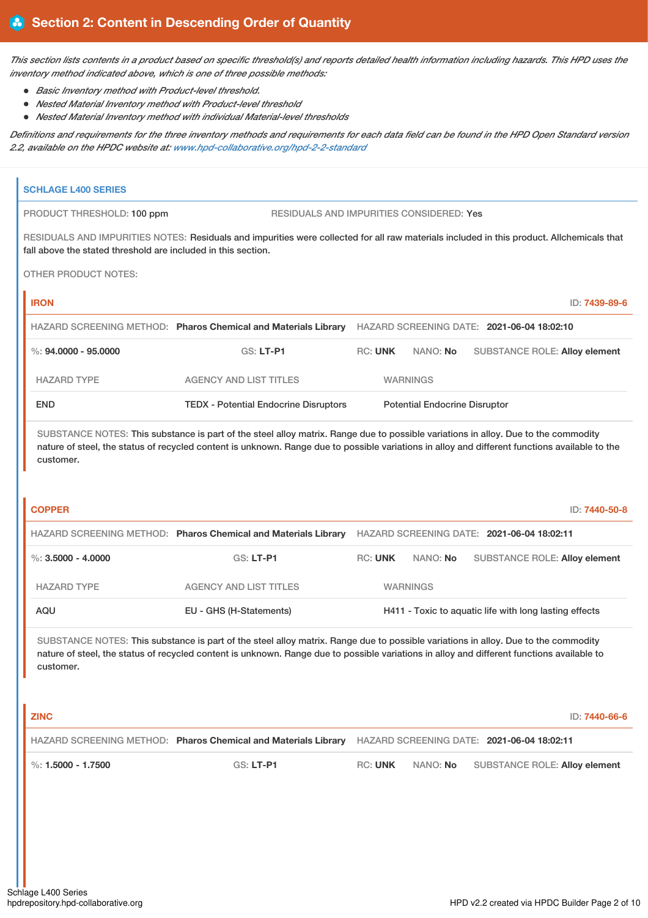## Section 2: Content in Descending Order of Quantity

*This section lists contents in a product based on specific threshold(s) and reports detailed health information including hazards. This HPD uses the inventory method indicated above, which is one of three possible methods:*

- *Basic Inventory method with Product-level threshold.*
- *Nested Material Inventory method with Product-level threshold*
- *Nested Material Inventory method with individual Material-level thresholds*

*Definitions and requirements for the three inventory methods and requirements for each data field can be found in the HPD Open Standard version 2.2, available on the HPDC website at: www.hpd-collaborative.org/hpd-2-2-standard*

### SCHLAGE L400 SERIES

PRODUCT THRESHOLD: 100 ppm

RESIDUALS AND IMPURITIES CONSIDERED: Yes

RESIDUALS AND IMPURITIES NOTES: Residuals and impurities were collected for all raw materials included in this product. Allchemicals that fall above the stated threshold are included in this section.

OTHER PRODUCT NOTES:

#### IRON

ID: 7439-89-6

HAZARD SCREENING METHOD: **Pharos Chemical and Materials Library** HAZARD SCREENING DATE: **2021-06-04 18:02:10**

%: **94.0000 - 95.0000** GS: **LT-P1** RC: **UNK** NANO: **No** SUBSTANCE ROLE: **Alloy element**

| HAZARD TYPE | AGENCY AND LIST TITLES | WARNINGS |
| --- | --- | --- |
| END | TEDX - Potential Endocrine Disruptors | Potential Endocrine Disruptor |

SUBSTANCE NOTES: This substance is part of the steel alloy matrix. Range due to possible variations in alloy. Due to the commodity nature of steel, the status of recycled content is unknown. Range due to possible variations in alloy and different functions available to the customer.

#### COPPER

ID: 7440-50-8

HAZARD SCREENING METHOD: **Pharos Chemical and Materials Library** HAZARD SCREENING DATE: **2021-06-04 18:02:11**

%: **3.5000 - 4.0000** GS: **LT-P1** RC: **UNK** NANO: **No** SUBSTANCE ROLE: **Alloy element**

| HAZARD TYPE | AGENCY AND LIST TITLES | WARNINGS |
| --- | --- | --- |
| AQU | EU - GHS (H-Statements) | H411 - Toxic to aquatic life with long lasting effects |

SUBSTANCE NOTES: This substance is part of the steel alloy matrix. Range due to possible variations in alloy. Due to the commodity nature of steel, the status of recycled content is unknown. Range due to possible variations in alloy and different functions available to customer.

#### ZINC

ID: 7440-66-6

HAZARD SCREENING METHOD: **Pharos Chemical and Materials Library** HAZARD SCREENING DATE: **2021-06-04 18:02:11**

%: **1.5000 - 1.7500** GS: **LT-P1** RC: **UNK** NANO: **No** SUBSTANCE ROLE: **Alloy element**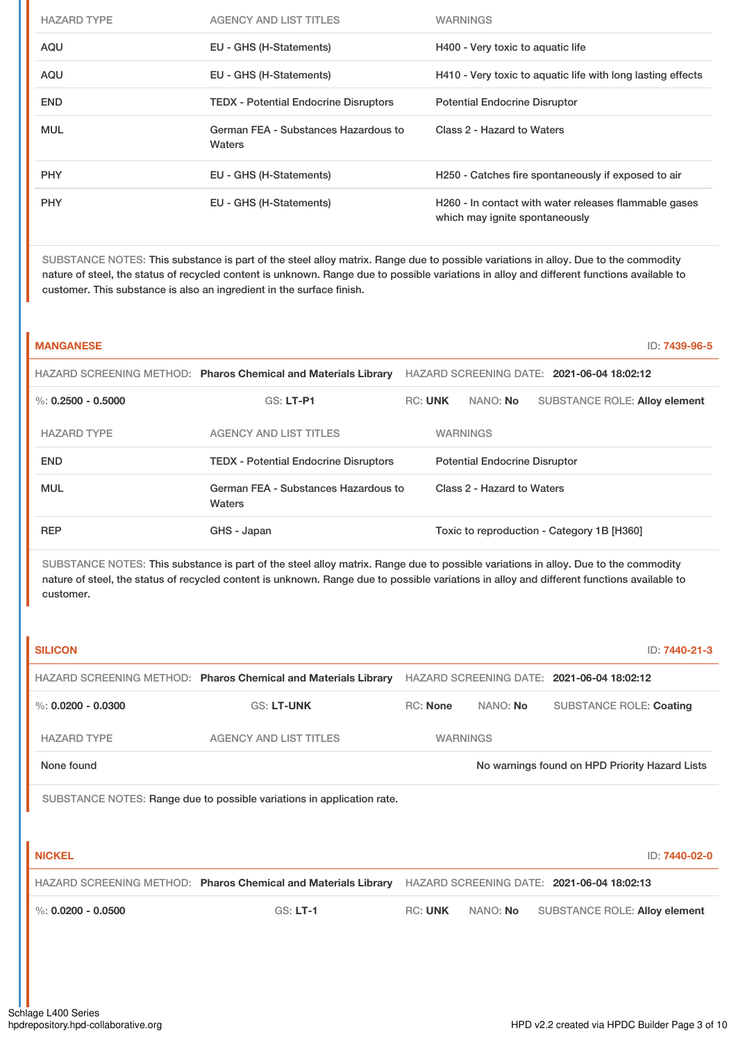| HAZARD TYPE | AGENCY AND LIST TITLES | WARNINGS |
| --- | --- | --- |
| AQU | EU - GHS (H-Statements) | H400 - Very toxic to aquatic life |
| AQU | EU - GHS (H-Statements) | H410 - Very toxic to aquatic life with long lasting effects |
| END | TEDX - Potential Endocrine Disruptors | Potential Endocrine Disruptor |
| MUL | German FEA - Substances Hazardous to Waters | Class 2 - Hazard to Waters |
| PHY | EU - GHS (H-Statements) | H250 - Catches fire spontaneously if exposed to air |
| PHY | EU - GHS (H-Statements) | H260 - In contact with water releases flammable gases which may ignite spontaneously |

SUBSTANCE NOTES: This substance is part of the steel alloy matrix. Range due to possible variations in alloy. Due to the commodity nature of steel, the status of recycled content is unknown. Range due to possible variations in alloy and different functions available to customer. This substance is also an ingredient in the surface finish.

## MANGANESE

ID: 7439-96-5

HAZARD SCREENING METHOD: **Pharos Chemical and Materials Library** HAZARD SCREENING DATE: **2021-06-04 18:02:12**

%: **0.2500 - 0.5000** GS: **LT-P1** RC: **UNK** NANO: **No** SUBSTANCE ROLE: **Alloy element**

| HAZARD TYPE | AGENCY AND LIST TITLES | WARNINGS |
| --- | --- | --- |
| END | TEDX - Potential Endocrine Disruptors | Potential Endocrine Disruptor |
| MUL | German FEA - Substances Hazardous to Waters | Class 2 - Hazard to Waters |
| REP | GHS - Japan | Toxic to reproduction - Category 1B [H360] |

SUBSTANCE NOTES: This substance is part of the steel alloy matrix. Range due to possible variations in alloy. Due to the commodity nature of steel, the status of recycled content is unknown. Range due to possible variations in alloy and different functions available to customer.

## SILICON

ID: 7440-21-3

HAZARD SCREENING METHOD: **Pharos Chemical and Materials Library** HAZARD SCREENING DATE: **2021-06-04 18:02:12**

%: **0.0200 - 0.0300** GS: **LT-UNK** RC: **None** NANO: **No** SUBSTANCE ROLE: **Coating**

| HAZARD TYPE | AGENCY AND LIST TITLES | WARNINGS |
| --- | --- | --- |
| None found | | No warnings found on HPD Priority Hazard Lists |

SUBSTANCE NOTES: Range due to possible variations in application rate.

## NICKEL

ID: 7440-02-0

HAZARD SCREENING METHOD: **Pharos Chemical and Materials Library** HAZARD SCREENING DATE: **2021-06-04 18:02:13**

%: **0.0200 - 0.0500** GS: **LT-1** RC: **UNK** NANO: **No** SUBSTANCE ROLE: **Alloy element**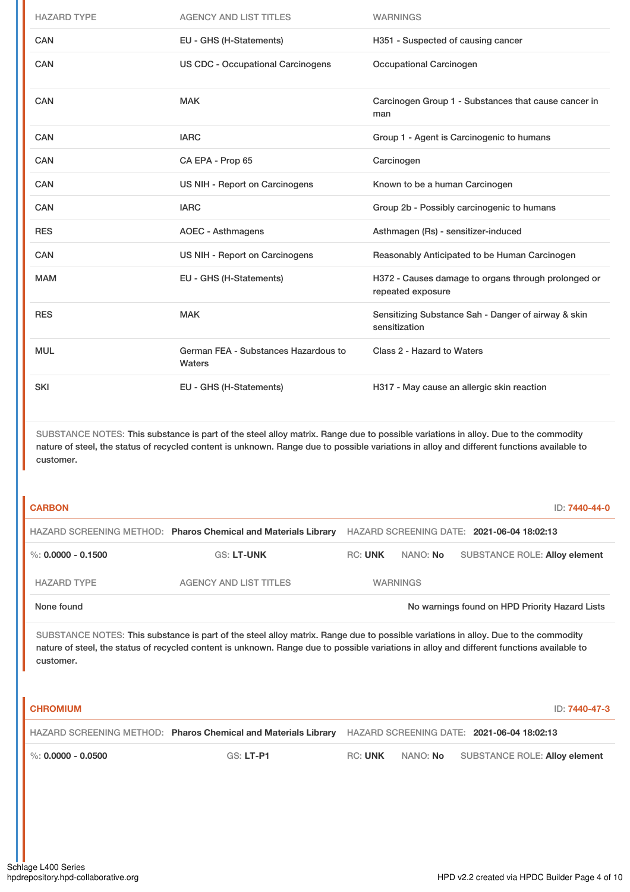| HAZARD TYPE | AGENCY AND LIST TITLES | WARNINGS |
| --- | --- | --- |
| CAN | EU - GHS (H-Statements) | H351 - Suspected of causing cancer |
| CAN | US CDC - Occupational Carcinogens | Occupational Carcinogen |
| CAN | MAK | Carcinogen Group 1 - Substances that cause cancer in man |
| CAN | IARC | Group 1 - Agent is Carcinogenic to humans |
| CAN | CA EPA - Prop 65 | Carcinogen |
| CAN | US NIH - Report on Carcinogens | Known to be a human Carcinogen |
| CAN | IARC | Group 2b - Possibly carcinogenic to humans |
| RES | AOEC - Asthmagens | Asthmagen (Rs) - sensitizer-induced |
| CAN | US NIH - Report on Carcinogens | Reasonably Anticipated to be Human Carcinogen |
| MAM | EU - GHS (H-Statements) | H372 - Causes damage to organs through prolonged or repeated exposure |
| RES | MAK | Sensitizing Substance Sah - Danger of airway & skin sensitization |
| MUL | German FEA - Substances Hazardous to Waters | Class 2 - Hazard to Waters |
| SKI | EU - GHS (H-Statements) | H317 - May cause an allergic skin reaction |

SUBSTANCE NOTES: This substance is part of the steel alloy matrix. Range due to possible variations in alloy. Due to the commodity nature of steel, the status of recycled content is unknown. Range due to possible variations in alloy and different functions available to customer.

## CARBON

ID: 7440-44-0

HAZARD SCREENING METHOD: **Pharos Chemical and Materials Library** HAZARD SCREENING DATE: **2021-06-04 18:02:13**

%: **0.0000 - 0.1500** GS: **LT-UNK** RC: **UNK** NANO: **No** SUBSTANCE ROLE: **Alloy element**

| HAZARD TYPE | AGENCY AND LIST TITLES | WARNINGS |
| --- | --- | --- |
| None found | | No warnings found on HPD Priority Hazard Lists |

SUBSTANCE NOTES: This substance is part of the steel alloy matrix. Range due to possible variations in alloy. Due to the commodity nature of steel, the status of recycled content is unknown. Range due to possible variations in alloy and different functions available to customer.

## CHROMIUM

ID: 7440-47-3

HAZARD SCREENING METHOD: **Pharos Chemical and Materials Library** HAZARD SCREENING DATE: **2021-06-04 18:02:13**

%: **0.0000 - 0.0500** GS: **LT-P1** RC: **UNK** NANO: **No** SUBSTANCE ROLE: **Alloy element**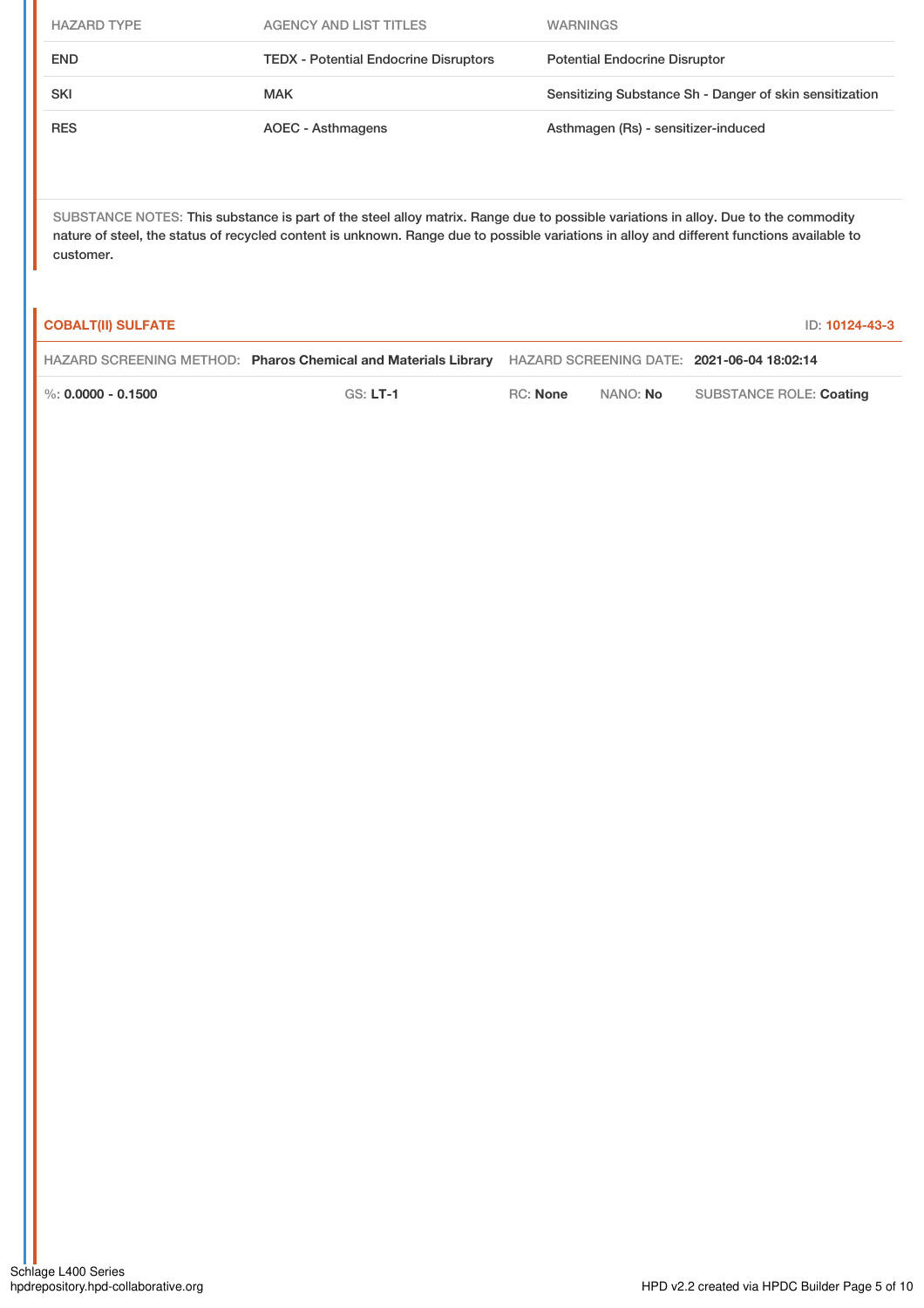| HAZARD TYPE | AGENCY AND LIST TITLES | WARNINGS |
|---|---|---|
| END | TEDX - Potential Endocrine Disruptors | Potential Endocrine Disruptor |
| SKI | MAK | Sensitizing Substance Sh - Danger of skin sensitization |
| RES | AOEC - Asthmagens | Asthmagen (Rs) - sensitizer-induced |

SUBSTANCE NOTES: This substance is part of the steel alloy matrix. Range due to possible variations in alloy. Due to the commodity nature of steel, the status of recycled content is unknown. Range due to possible variations in alloy and different functions available to customer.

**COBALT(II) SULFATE** ID: **10124-43-3**

HAZARD SCREENING METHOD: **Pharos Chemical and Materials Library** HAZARD SCREENING DATE: **2021-06-04 18:02:14**

%: **0.0000 - 0.1500** GS: **LT-1** RC: **None** NANO: **No** SUBSTANCE ROLE: **Coating**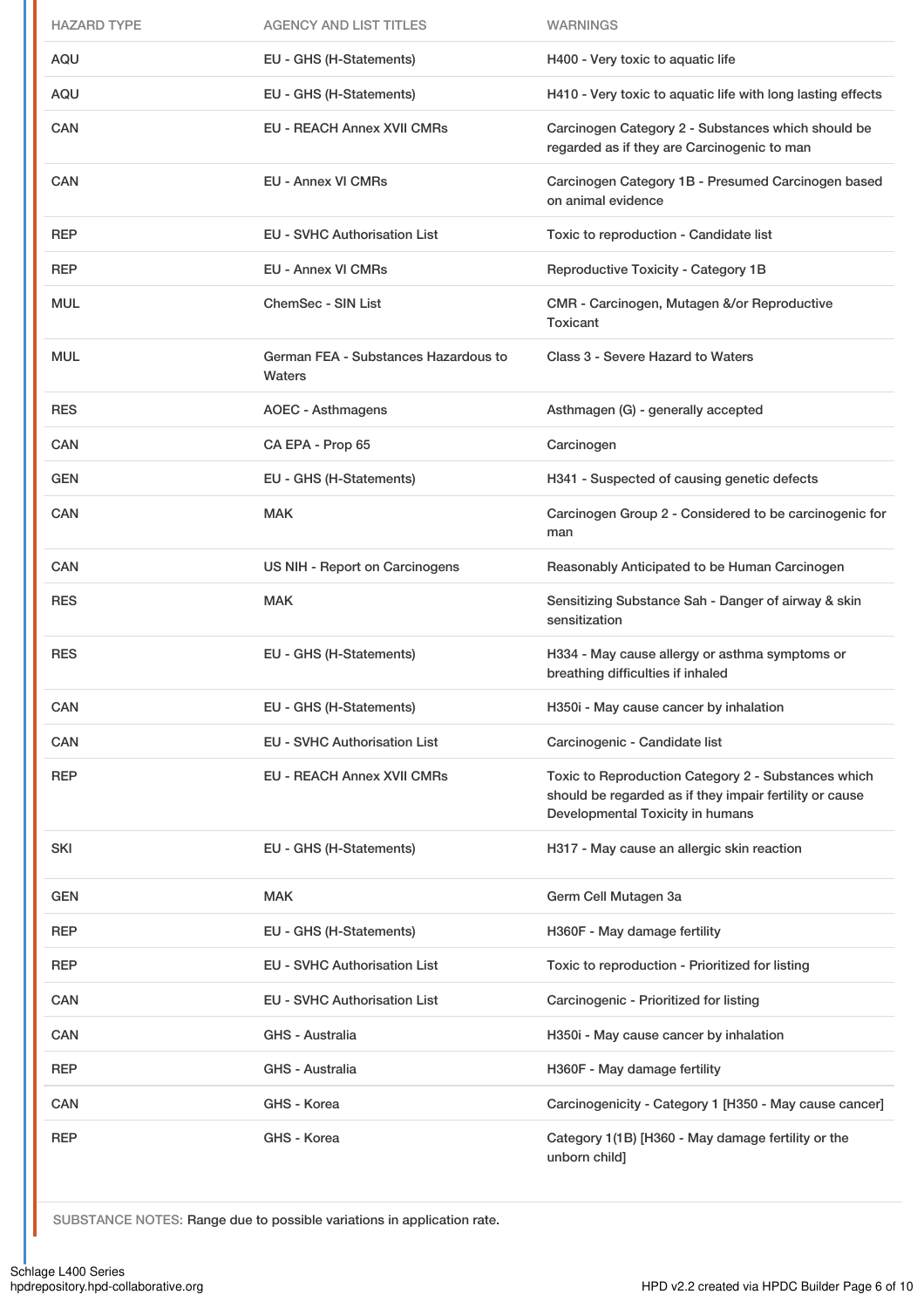| HAZARD TYPE | AGENCY AND LIST TITLES | WARNINGS |
|---|---|---|
| AQU | EU - GHS (H-Statements) | H400 - Very toxic to aquatic life |
| AQU | EU - GHS (H-Statements) | H410 - Very toxic to aquatic life with long lasting effects |
| CAN | EU - REACH Annex XVII CMRs | Carcinogen Category 2 - Substances which should be regarded as if they are Carcinogenic to man |
| CAN | EU - Annex VI CMRs | Carcinogen Category 1B - Presumed Carcinogen based on animal evidence |
| REP | EU - SVHC Authorisation List | Toxic to reproduction - Candidate list |
| REP | EU - Annex VI CMRs | Reproductive Toxicity - Category 1B |
| MUL | ChemSec - SIN List | CMR - Carcinogen, Mutagen &/or Reproductive Toxicant |
| MUL | German FEA - Substances Hazardous to Waters | Class 3 - Severe Hazard to Waters |
| RES | AOEC - Asthmagens | Asthmagen (G) - generally accepted |
| CAN | CA EPA - Prop 65 | Carcinogen |
| GEN | EU - GHS (H-Statements) | H341 - Suspected of causing genetic defects |
| CAN | MAK | Carcinogen Group 2 - Considered to be carcinogenic for man |
| CAN | US NIH - Report on Carcinogens | Reasonably Anticipated to be Human Carcinogen |
| RES | MAK | Sensitizing Substance Sah - Danger of airway & skin sensitization |
| RES | EU - GHS (H-Statements) | H334 - May cause allergy or asthma symptoms or breathing difficulties if inhaled |
| CAN | EU - GHS (H-Statements) | H350i - May cause cancer by inhalation |
| CAN | EU - SVHC Authorisation List | Carcinogenic - Candidate list |
| REP | EU - REACH Annex XVII CMRs | Toxic to Reproduction Category 2 - Substances which should be regarded as if they impair fertility or cause Developmental Toxicity in humans |
| SKI | EU - GHS (H-Statements) | H317 - May cause an allergic skin reaction |
| GEN | MAK | Germ Cell Mutagen 3a |
| REP | EU - GHS (H-Statements) | H360F - May damage fertility |
| REP | EU - SVHC Authorisation List | Toxic to reproduction - Prioritized for listing |
| CAN | EU - SVHC Authorisation List | Carcinogenic - Prioritized for listing |
| CAN | GHS - Australia | H350i - May cause cancer by inhalation |
| REP | GHS - Australia | H360F - May damage fertility |
| CAN | GHS - Korea | Carcinogenicity - Category 1 [H350 - May cause cancer] |
| REP | GHS - Korea | Category 1(1B) [H360 - May damage fertility or the unborn child] |

SUBSTANCE NOTES: Range due to possible variations in application rate.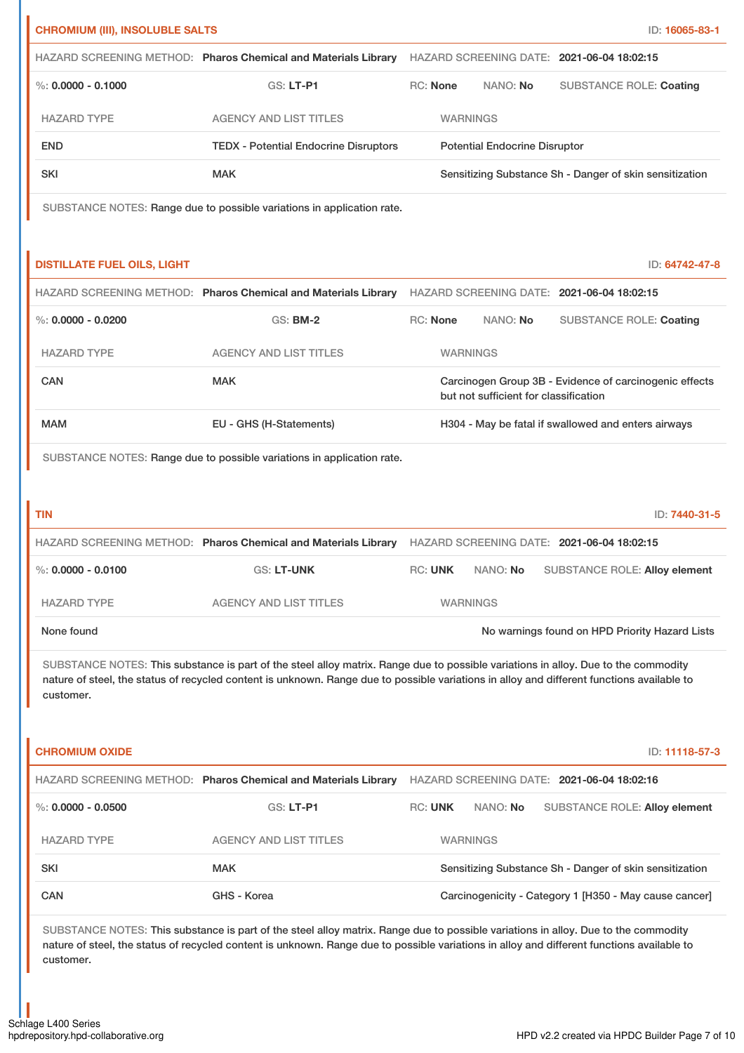### CHROMIUM (III), INSOLUBLE SALTS

ID: 16065-83-1

HAZARD SCREENING METHOD: **Pharos Chemical and Materials Library** HAZARD SCREENING DATE: **2021-06-04 18:02:15**

%: **0.0000 - 0.1000** GS: **LT-P1** RC: **None** NANO: **No** SUBSTANCE ROLE: **Coating**

| HAZARD TYPE | AGENCY AND LIST TITLES | WARNINGS |
|---|---|---|
| END | TEDX - Potential Endocrine Disruptors | Potential Endocrine Disruptor |
| SKI | MAK | Sensitizing Substance Sh - Danger of skin sensitization |

SUBSTANCE NOTES: Range due to possible variations in application rate.

### DISTILLATE FUEL OILS, LIGHT

ID: 64742-47-8

HAZARD SCREENING METHOD: **Pharos Chemical and Materials Library** HAZARD SCREENING DATE: **2021-06-04 18:02:15**

%: **0.0000 - 0.0200** GS: **BM-2** RC: **None** NANO: **No** SUBSTANCE ROLE: **Coating**

| HAZARD TYPE | AGENCY AND LIST TITLES | WARNINGS |
|---|---|---|
| CAN | MAK | Carcinogen Group 3B - Evidence of carcinogenic effects but not sufficient for classification |
| MAM | EU - GHS (H-Statements) | H304 - May be fatal if swallowed and enters airways |

SUBSTANCE NOTES: Range due to possible variations in application rate.

### TIN

ID: 7440-31-5

HAZARD SCREENING METHOD: **Pharos Chemical and Materials Library** HAZARD SCREENING DATE: **2021-06-04 18:02:15**

%: **0.0000 - 0.0100** GS: **LT-UNK** RC: **UNK** NANO: **No** SUBSTANCE ROLE: **Alloy element**

| HAZARD TYPE | AGENCY AND LIST TITLES | WARNINGS |
|---|---|---|
| None found | | No warnings found on HPD Priority Hazard Lists |

SUBSTANCE NOTES: This substance is part of the steel alloy matrix. Range due to possible variations in alloy. Due to the commodity nature of steel, the status of recycled content is unknown. Range due to possible variations in alloy and different functions available to customer.

### CHROMIUM OXIDE

ID: 11118-57-3

HAZARD SCREENING METHOD: **Pharos Chemical and Materials Library** HAZARD SCREENING DATE: **2021-06-04 18:02:16**

%: **0.0000 - 0.0500** GS: **LT-P1** RC: **UNK** NANO: **No** SUBSTANCE ROLE: **Alloy element**

| HAZARD TYPE | AGENCY AND LIST TITLES | WARNINGS |
|---|---|---|
| SKI | MAK | Sensitizing Substance Sh - Danger of skin sensitization |
| CAN | GHS - Korea | Carcinogenicity - Category 1 [H350 - May cause cancer] |

SUBSTANCE NOTES: This substance is part of the steel alloy matrix. Range due to possible variations in alloy. Due to the commodity nature of steel, the status of recycled content is unknown. Range due to possible variations in alloy and different functions available to customer.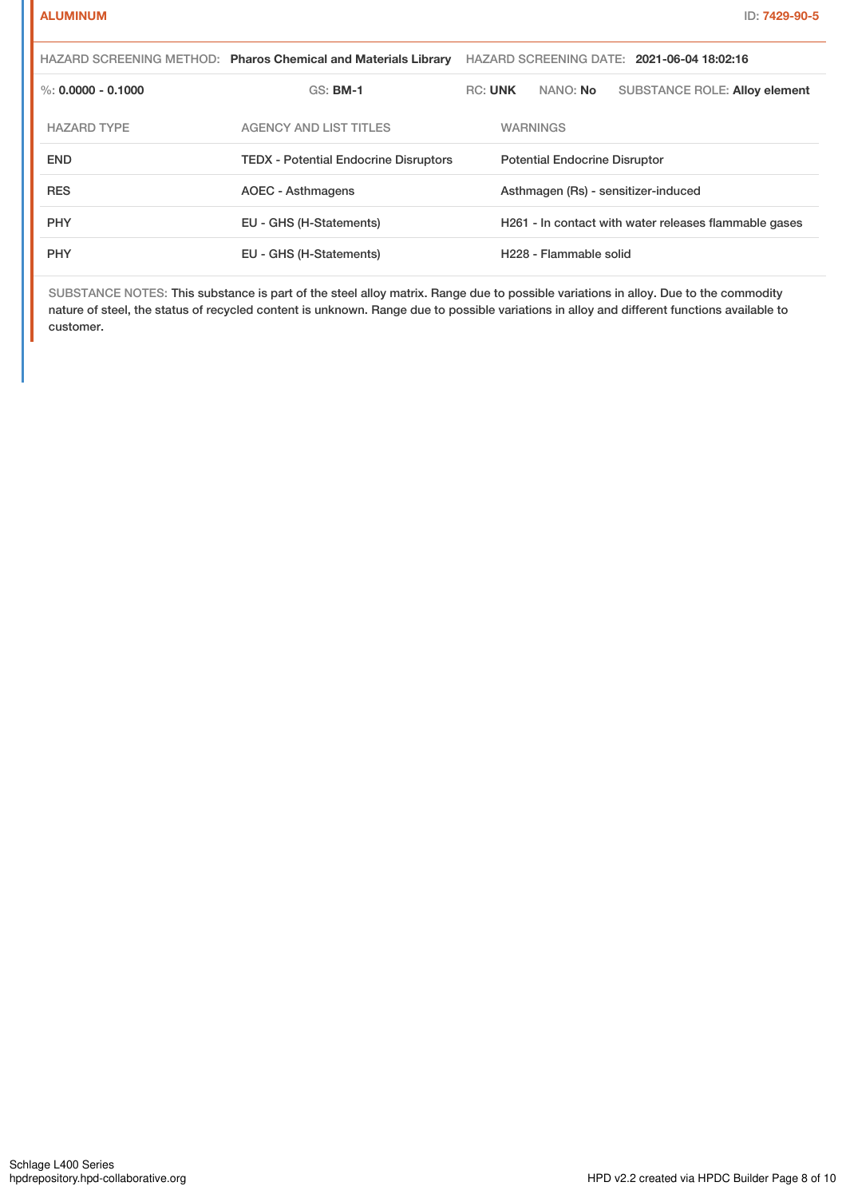**ALUMINUM** ID: 7429-90-5

HAZARD SCREENING METHOD: **Pharos Chemical and Materials Library** HAZARD SCREENING DATE: **2021-06-04 18:02:16**

%: **0.0000 - 0.1000** GS: **BM-1** RC: **UNK** NANO: **No** SUBSTANCE ROLE: **Alloy element**

| HAZARD TYPE | AGENCY AND LIST TITLES | WARNINGS |
| --- | --- | --- |
| END | TEDX - Potential Endocrine Disruptors | Potential Endocrine Disruptor |
| RES | AOEC - Asthmagens | Asthmagen (Rs) - sensitizer-induced |
| PHY | EU - GHS (H-Statements) | H261 - In contact with water releases flammable gases |
| PHY | EU - GHS (H-Statements) | H228 - Flammable solid |

SUBSTANCE NOTES: This substance is part of the steel alloy matrix. Range due to possible variations in alloy. Due to the commodity nature of steel, the status of recycled content is unknown. Range due to possible variations in alloy and different functions available to customer.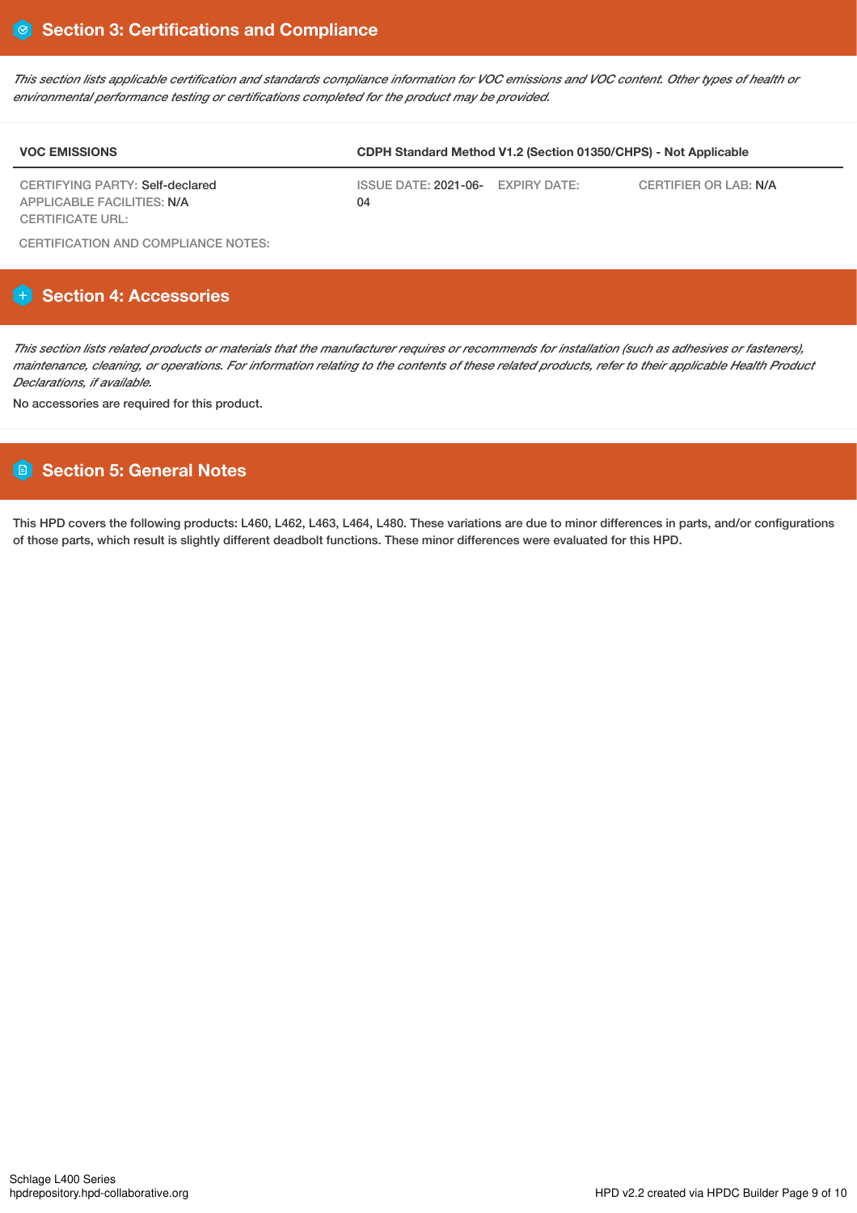## Section 3: Certifications and Compliance

*This section lists applicable certification and standards compliance information for VOC emissions and VOC content. Other types of health or environmental performance testing or certifications completed for the product may be provided.*

| VOC EMISSIONS | CDPH Standard Method V1.2 (Section 01350/CHPS) - Not Applicable | | |
|---|---|---|---|
| CERTIFYING PARTY: Self-declared<br>APPLICABLE FACILITIES: N/A<br>CERTIFICATE URL: | ISSUE DATE: 2021-06-04 | EXPIRY DATE: | CERTIFIER OR LAB: N/A |

CERTIFICATION AND COMPLIANCE NOTES:

## Section 4: Accessories

*This section lists related products or materials that the manufacturer requires or recommends for installation (such as adhesives or fasteners), maintenance, cleaning, or operations. For information relating to the contents of these related products, refer to their applicable Health Product Declarations, if available.*

No accessories are required for this product.

## Section 5: General Notes

This HPD covers the following products: L460, L462, L463, L464, L480. These variations are due to minor differences in parts, and/or configurations of those parts, which result is slightly different deadbolt functions. These minor differences were evaluated for this HPD.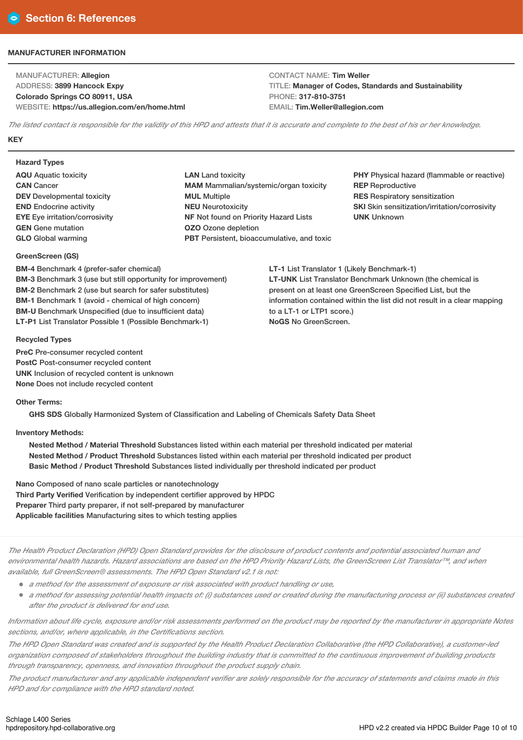## Section 6: References

### MANUFACTURER INFORMATION

MANUFACTURER: **Allegion**
ADDRESS: **3899 Hancock Expy**
**Colorado Springs CO 80911, USA**
WEBSITE: **https://us.allegion.com/en/home.html**

CONTACT NAME: **Tim Weller**
TITLE: **Manager of Codes, Standards and Sustainability**
PHONE: **317-810-3751**
EMAIL: **Tim.Weller@allegion.com**

*The listed contact is responsible for the validity of this HPD and attests that it is accurate and complete to the best of his or her knowledge.*

### KEY

**Hazard Types**

**AQU** Aquatic toxicity
**CAN** Cancer
**DEV** Developmental toxicity
**END** Endocrine activity
**EYE** Eye irritation/corrosivity
**GEN** Gene mutation
**GLO** Global warming
**LAN** Land toxicity
**MAM** Mammalian/systemic/organ toxicity
**MUL** Multiple
**NEU** Neurotoxicity
**NF** Not found on Priority Hazard Lists
**OZO** Ozone depletion
**PBT** Persistent, bioaccumulative, and toxic
**PHY** Physical hazard (flammable or reactive)
**REP** Reproductive
**RES** Respiratory sensitization
**SKI** Skin sensitization/irritation/corrosivity
**UNK** Unknown

**GreenScreen (GS)**

**BM-4** Benchmark 4 (prefer-safer chemical)
**BM-3** Benchmark 3 (use but still opportunity for improvement)
**BM-2** Benchmark 2 (use but search for safer substitutes)
**BM-1** Benchmark 1 (avoid - chemical of high concern)
**BM-U** Benchmark Unspecified (due to insufficient data)
**LT-P1** List Translator Possible 1 (Possible Benchmark-1)
**LT-1** List Translator 1 (Likely Benchmark-1)
**LT-UNK** List Translator Benchmark Unknown (the chemical is present on at least one GreenScreen Specified List, but the information contained within the list did not result in a clear mapping to a LT-1 or LTP1 score.)
**NoGS** No GreenScreen.

**Recycled Types**

**PreC** Pre-consumer recycled content
**PostC** Post-consumer recycled content
**UNK** Inclusion of recycled content is unknown
**None** Does not include recycled content

**Other Terms:**

**GHS SDS** Globally Harmonized System of Classification and Labeling of Chemicals Safety Data Sheet

**Inventory Methods:**

**Nested Method / Material Threshold** Substances listed within each material per threshold indicated per material
**Nested Method / Product Threshold** Substances listed within each material per threshold indicated per product
**Basic Method / Product Threshold** Substances listed individually per threshold indicated per product

**Nano** Composed of nano scale particles or nanotechnology
**Third Party Verified** Verification by independent certifier approved by HPDC
**Preparer** Third party preparer, if not self-prepared by manufacturer
**Applicable facilities** Manufacturing sites to which testing applies

*The Health Product Declaration (HPD) Open Standard provides for the disclosure of product contents and potential associated human and environmental health hazards. Hazard associations are based on the HPD Priority Hazard Lists, the GreenScreen List Translator™, and when available, full GreenScreen® assessments. The HPD Open Standard v2.1 is not:*

- *a method for the assessment of exposure or risk associated with product handling or use,*
- *a method for assessing potential health impacts of: (i) substances used or created during the manufacturing process or (ii) substances created after the product is delivered for end use.*

*Information about life cycle, exposure and/or risk assessments performed on the product may be reported by the manufacturer in appropriate Notes sections, and/or, where applicable, in the Certifications section.*

*The HPD Open Standard was created and is supported by the Health Product Declaration Collaborative (the HPD Collaborative), a customer-led organization composed of stakeholders throughout the building industry that is committed to the continuous improvement of building products through transparency, openness, and innovation throughout the product supply chain.*

*The product manufacturer and any applicable independent verifier are solely responsible for the accuracy of statements and claims made in this HPD and for compliance with the HPD standard noted.*